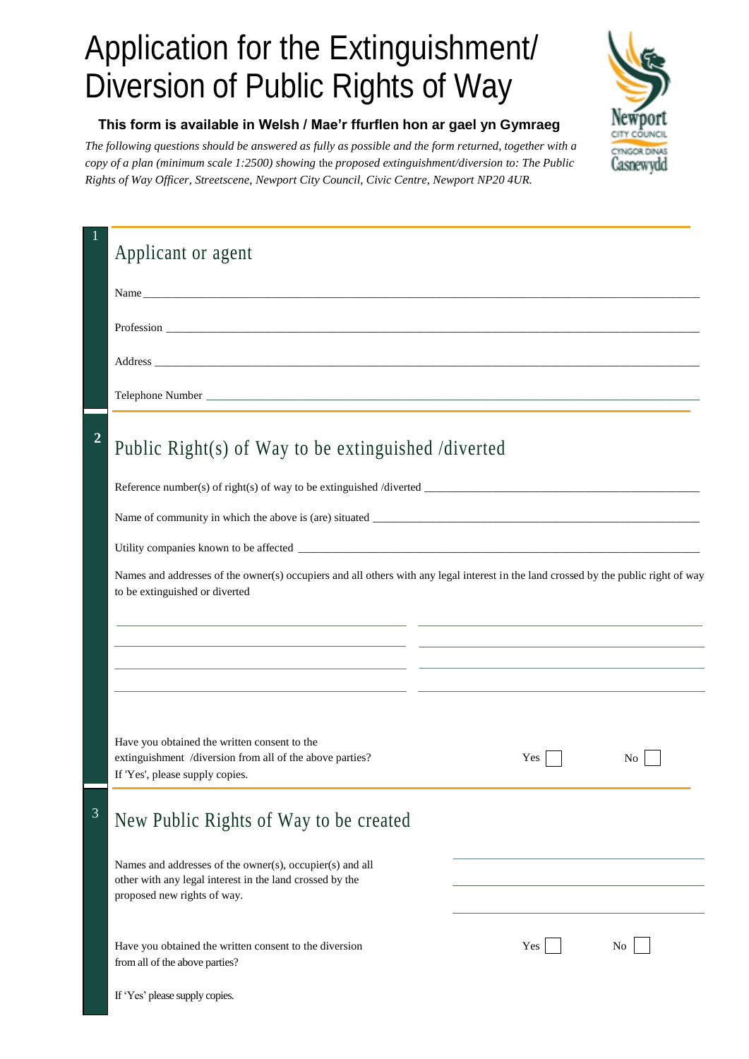# Application for the Extinguishment/ Diversion of Public Rights of Way

**This form is available in Welsh / Mae'r ffurflen hon ar gael yn Gymraeg**

*The following questions should be answered as fully as possible and the form returned, together with a copy of a plan (minimum scale 1:2500) showing* the *proposed extinguishment/diversion to: The Public Rights of Way Officer, Streetscene, Newport City Council, Civic Centre, Newport NP20 4UR.*

## 1 Applicant or agent

Name ______________________________

Profession ______________________________

Address ______________________________

Telephone Number ______________________________

## 2 Public Right(s) of Way to be extinguished /diverted

Reference number(s) of right(s) of way to be extinguished /diverted ______________________________

Name of community in which the above is (are) situated ______________________________

Utility companies known to be affected ______________________________

Names and addresses of the owner(s) occupiers and all others with any legal interest in the land crossed by the public right of way to be extinguished or diverted

______________________________ ______________________________

______________________________ ______________________________

______________________________ ______________________________

______________________________ ______________________________

Have you obtained the written consent to the extinguishment /diversion from all of the above parties? Yes ☐ No ☐

If 'Yes', please supply copies.

## 3 New Public Rights of Way to be created

Names and addresses of the owner(s), occupier(s) and all other with any legal interest in the land crossed by the proposed new rights of way.

______________________________

______________________________

______________________________

Have you obtained the written consent to the diversion from all of the above parties? Yes ☐ No ☐

If 'Yes' please supply copies.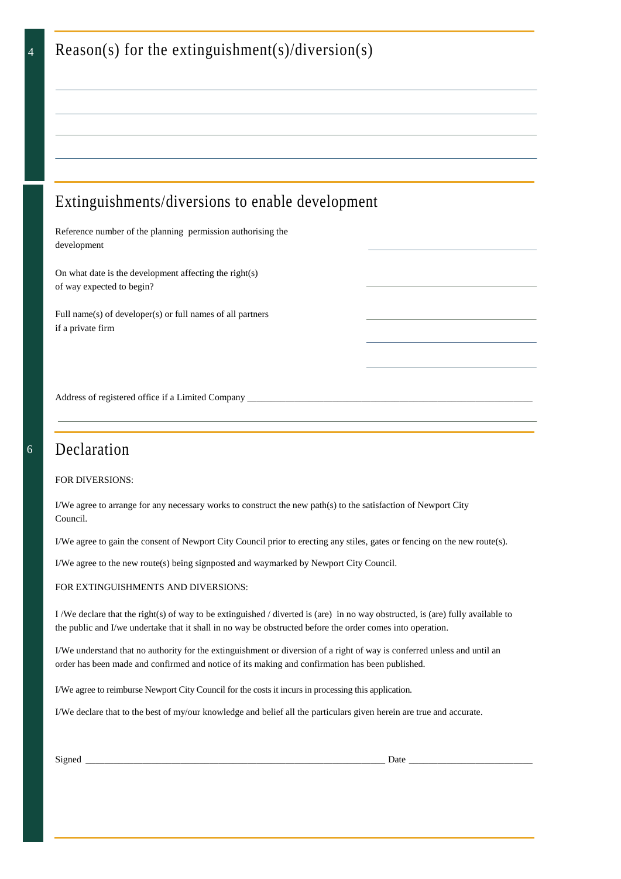## 4 Reason(s) for the extinguishment(s)/diversion(s)

______________________________________________________________________

______________________________________________________________________

______________________________________________________________________

______________________________________________________________________

## Extinguishments/diversions to enable development

Reference number of the planning permission authorising the development ______________________

On what date is the development affecting the right(s) of way expected to begin? ______________________

Full name(s) of developer(s) or full names of all partners if a private firm ______________________

______________________

______________________

Address of registered office if a Limited Company ______________________________________________

______________________________________________________________________

## 6 Declaration

FOR DIVERSIONS:

I/We agree to arrange for any necessary works to construct the new path(s) to the satisfaction of Newport City Council.

I/We agree to gain the consent of Newport City Council prior to erecting any stiles, gates or fencing on the new route(s).

I/We agree to the new route(s) being signposted and waymarked by Newport City Council.

FOR EXTINGUISHMENTS AND DIVERSIONS:

I /We declare that the right(s) of way to be extinguished / diverted is (are) in no way obstructed, is (are) fully available to the public and I/we undertake that it shall in no way be obstructed before the order comes into operation.

I/We understand that no authority for the extinguishment or diversion of a right of way is conferred unless and until an order has been made and confirmed and notice of its making and confirmation has been published.

I/We agree to reimburse Newport City Council for the costs it incurs in processing this application.

I/We declare that to the best of my/our knowledge and belief all the particulars given herein are true and accurate.

Signed ______________________________________________ Date ______________________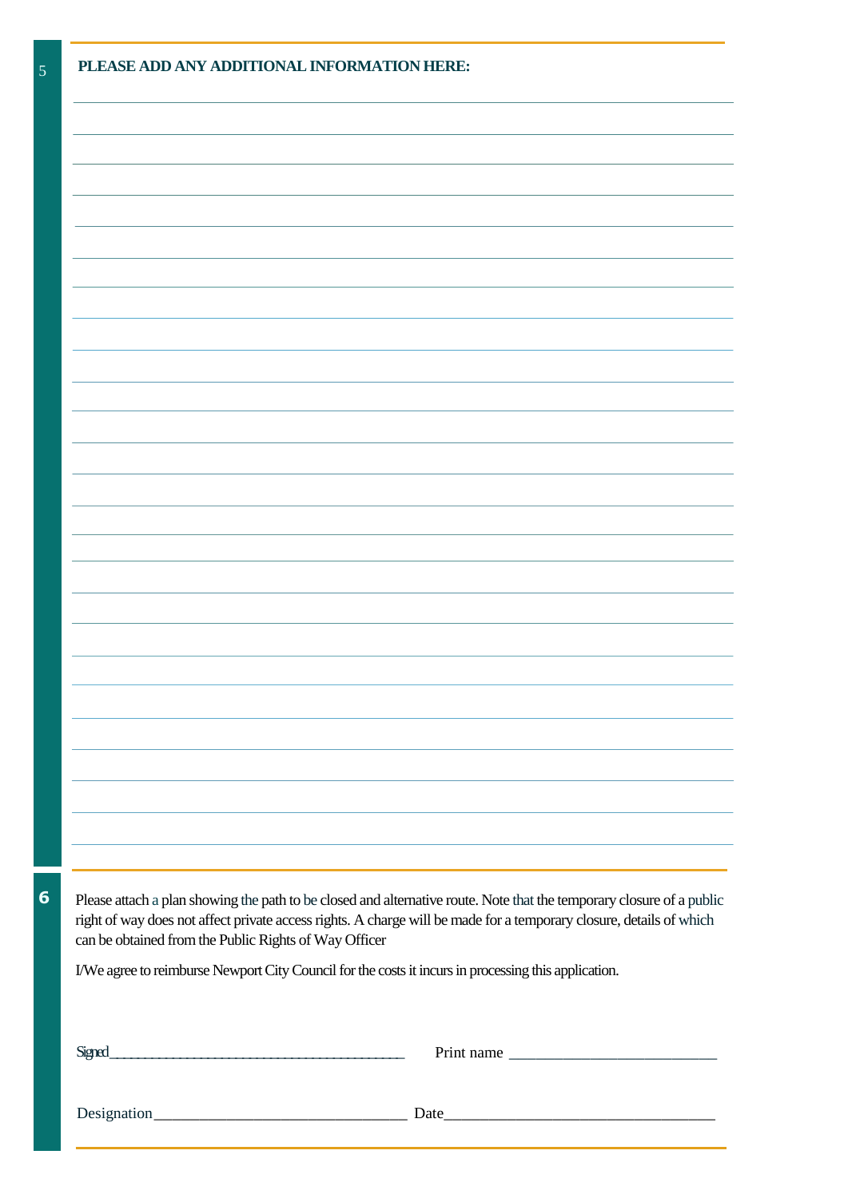5

**PLEASE ADD ANY ADDITIONAL INFORMATION HERE:**

______________________________________________________________________________

______________________________________________________________________________

______________________________________________________________________________

______________________________________________________________________________

______________________________________________________________________________

______________________________________________________________________________

______________________________________________________________________________

______________________________________________________________________________

______________________________________________________________________________

______________________________________________________________________________

______________________________________________________________________________

______________________________________________________________________________

______________________________________________________________________________

______________________________________________________________________________

______________________________________________________________________________

______________________________________________________________________________

______________________________________________________________________________

______________________________________________________________________________

______________________________________________________________________________

______________________________________________________________________________

______________________________________________________________________________

______________________________________________________________________________

______________________________________________________________________________

______________________________________________________________________________

6

Please attach a plan showing the path to be closed and alternative route. Note that the temporary closure of a public right of way does not affect private access rights. A charge will be made for a temporary closure, details of which can be obtained from the Public Rights of Way Officer

I/We agree to reimburse Newport City Council for the costs it incurs in processing this application.

Signed__________________________________________ Print name ___________________________

Designation________________________________ Date___________________________________